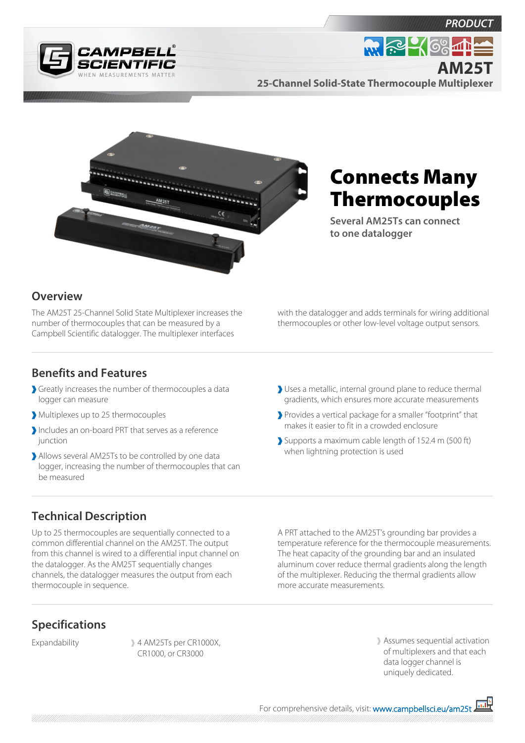PRODUCT

# AM25T

## 25-Channel Solid-State Thermocouple Multiplexer

# Connects Many Thermocouples

**Several AM25Ts can connect to one datalogger**

## Overview

The AM25T 25-Channel Solid State Multiplexer increases the number of thermocouples that can be measured by a Campbell Scientific datalogger. The multiplexer interfaces with the datalogger and adds terminals for wiring additional thermocouples or other low-level voltage output sensors.

## Benefits and Features

- Greatly increases the number of thermocouples a data logger can measure
- Multiplexes up to 25 thermocouples
- Includes an on-board PRT that serves as a reference junction
- Allows several AM25Ts to be controlled by one data logger, increasing the number of thermocouples that can be measured
- Uses a metallic, internal ground plane to reduce thermal gradients, which ensures more accurate measurements
- Provides a vertical package for a smaller "footprint" that makes it easier to fit in a crowded enclosure
- Supports a maximum cable length of 152.4 m (500 ft) when lightning protection is used

## Technical Description

Up to 25 thermocouples are sequentially connected to a common differential channel on the AM25T. The output from this channel is wired to a differential input channel on the datalogger. As the AM25T sequentially changes channels, the datalogger measures the output from each thermocouple in sequence.

A PRT attached to the AM25T's grounding bar provides a temperature reference for the thermocouple measurements. The heat capacity of the grounding bar and an insulated aluminum cover reduce thermal gradients along the length of the multiplexer. Reducing the thermal gradients allow more accurate measurements.

## Specifications

| Expandability | 4 AM25Ts per CR1000X, CR1000, or CR3000 | Assumes sequential activation of multiplexers and that each data logger channel is uniquely dedicated. |
|---|---|---|

For comprehensive details, visit: www.campbellsci.eu/am25t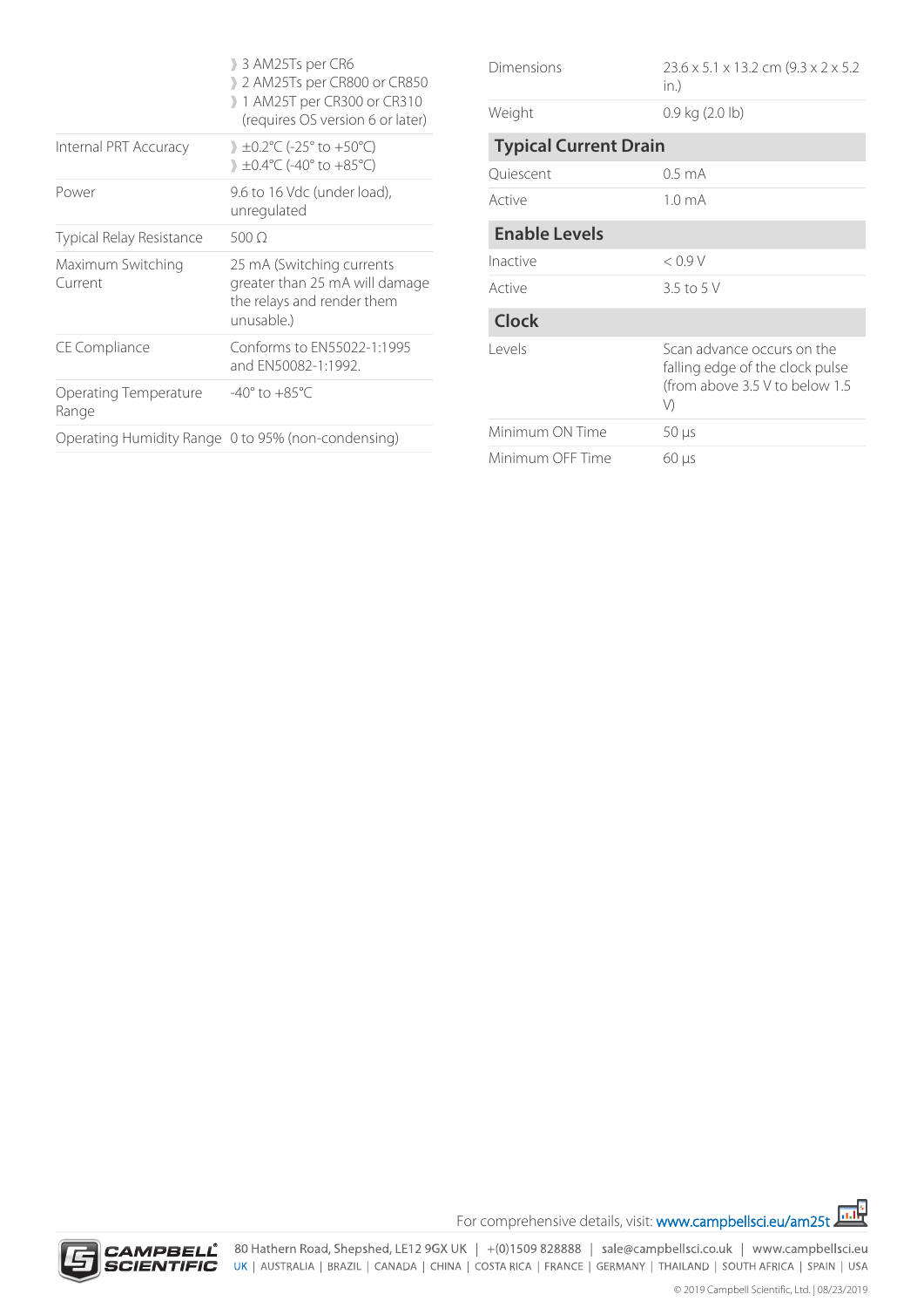| | |
|---|---|
| | 3 AM25Ts per CR6<br>2 AM25Ts per CR800 or CR850<br>1 AM25T per CR300 or CR310 (requires OS version 6 or later) |
| Internal PRT Accuracy | ±0.2°C (-25° to +50°C)<br>±0.4°C (-40° to +85°C) |
| Power | 9.6 to 16 Vdc (under load), unregulated |
| Typical Relay Resistance | 500 Ω |
| Maximum Switching Current | 25 mA (Switching currents greater than 25 mA will damage the relays and render them unusable.) |
| CE Compliance | Conforms to EN55022-1:1995 and EN50082-1:1992. |
| Operating Temperature Range | -40° to +85°C |
| Operating Humidity Range | 0 to 95% (non-condensing) |
| Dimensions | 23.6 x 5.1 x 13.2 cm (9.3 x 2 x 5.2 in.) |
| Weight | 0.9 kg (2.0 lb) |

## Typical Current Drain

| | |
|---|---|
| Quiescent | 0.5 mA |
| Active | 1.0 mA |

## Enable Levels

| | |
|---|---|
| Inactive | < 0.9 V |
| Active | 3.5 to 5 V |

## Clock

| | |
|---|---|
| Levels | Scan advance occurs on the falling edge of the clock pulse (from above 3.5 V to below 1.5 V) |
| Minimum ON Time | 50 µs |
| Minimum OFF Time | 60 µs |

For comprehensive details, visit: www.campbellsci.eu/am25t

CAMPBELL SCIENTIFIC

80 Hathern Road, Shepshed, LE12 9GX UK | +(0)1509 828888 | sale@campbellsci.co.uk | www.campbellsci.eu
UK | AUSTRALIA | BRAZIL | CANADA | CHINA | COSTA RICA | FRANCE | GERMANY | THAILAND | SOUTH AFRICA | SPAIN | USA

© 2019 Campbell Scientific, Ltd. | 08/23/2019